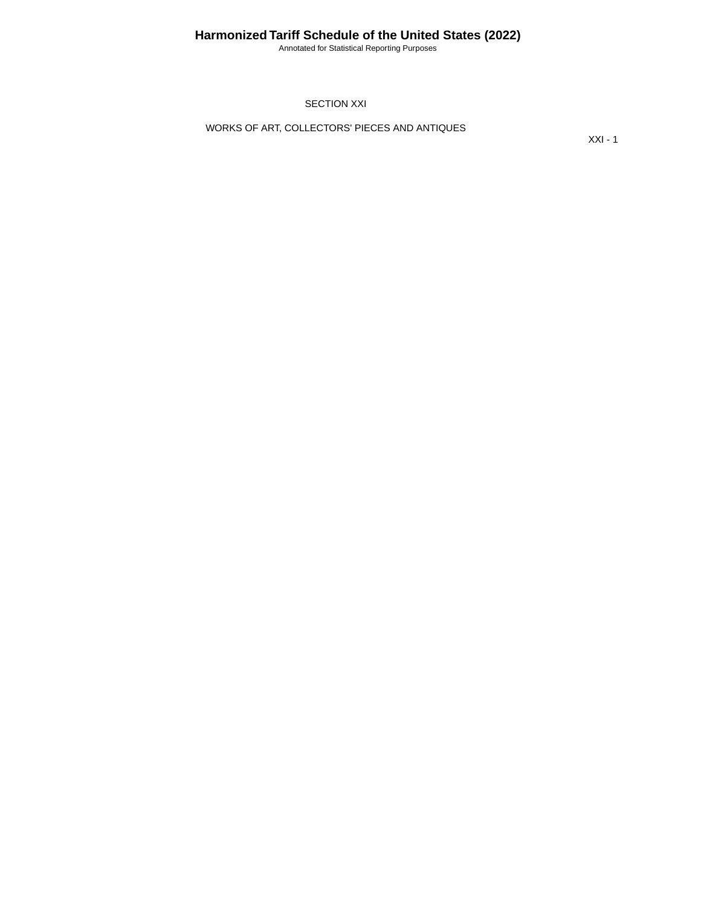# SECTION XXI

## WORKS OF ART, COLLECTORS' PIECES AND ANTIQUES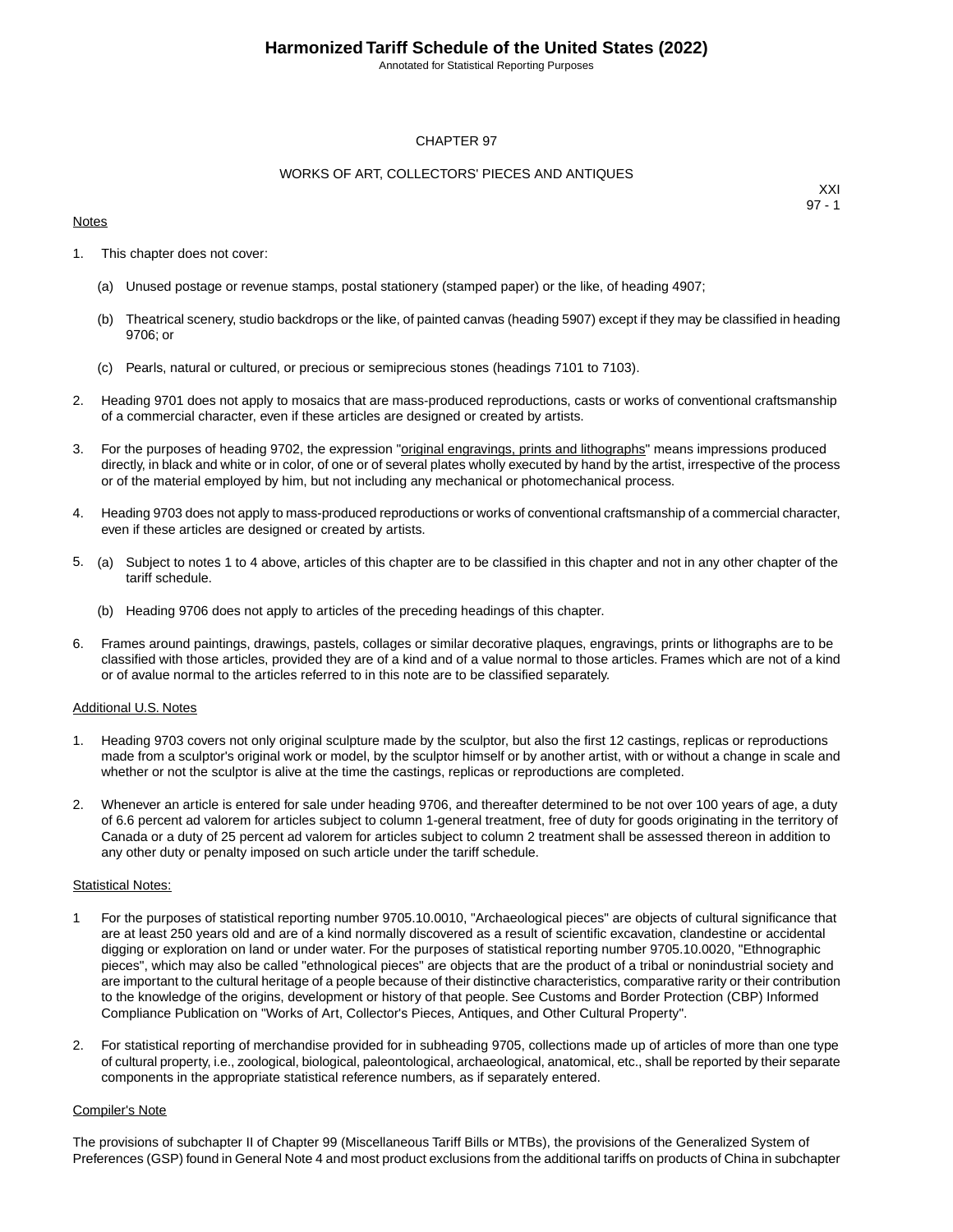# Harmonized Tariff Schedule of the United States (2022)

Annotated for Statistical Reporting Purposes

## CHAPTER 97

## WORKS OF ART, COLLECTORS' PIECES AND ANTIQUES

XXI
97 - 1

Notes

1. This chapter does not cover:

   (a) Unused postage or revenue stamps, postal stationery (stamped paper) or the like, of heading 4907;

   (b) Theatrical scenery, studio backdrops or the like, of painted canvas (heading 5907) except if they may be classified in heading 9706; or

   (c) Pearls, natural or cultured, or precious or semiprecious stones (headings 7101 to 7103).

2. Heading 9701 does not apply to mosaics that are mass-produced reproductions, casts or works of conventional craftsmanship of a commercial character, even if these articles are designed or created by artists.

3. For the purposes of heading 9702, the expression "original engravings, prints and lithographs" means impressions produced directly, in black and white or in color, of one or of several plates wholly executed by hand by the artist, irrespective of the process or of the material employed by him, but not including any mechanical or photomechanical process.

4. Heading 9703 does not apply to mass-produced reproductions or works of conventional craftsmanship of a commercial character, even if these articles are designed or created by artists.

5. (a) Subject to notes 1 to 4 above, articles of this chapter are to be classified in this chapter and not in any other chapter of the tariff schedule.

   (b) Heading 9706 does not apply to articles of the preceding headings of this chapter.

6. Frames around paintings, drawings, pastels, collages or similar decorative plaques, engravings, prints or lithographs are to be classified with those articles, provided they are of a kind and of a value normal to those articles. Frames which are not of a kind or of avalue normal to the articles referred to in this note are to be classified separately.

Additional U.S. Notes

1. Heading 9703 covers not only original sculpture made by the sculptor, but also the first 12 castings, replicas or reproductions made from a sculptor's original work or model, by the sculptor himself or by another artist, with or without a change in scale and whether or not the sculptor is alive at the time the castings, replicas or reproductions are completed.

2. Whenever an article is entered for sale under heading 9706, and thereafter determined to be not over 100 years of age, a duty of 6.6 percent ad valorem for articles subject to column 1-general treatment, free of duty for goods originating in the territory of Canada or a duty of 25 percent ad valorem for articles subject to column 2 treatment shall be assessed thereon in addition to any other duty or penalty imposed on such article under the tariff schedule.

Statistical Notes:

1 For the purposes of statistical reporting number 9705.10.0010, "Archaeological pieces" are objects of cultural significance that are at least 250 years old and are of a kind normally discovered as a result of scientific excavation, clandestine or accidental digging or exploration on land or under water. For the purposes of statistical reporting number 9705.10.0020, "Ethnographic pieces", which may also be called "ethnological pieces" are objects that are the product of a tribal or nonindustrial society and are important to the cultural heritage of a people because of their distinctive characteristics, comparative rarity or their contribution to the knowledge of the origins, development or history of that people. See Customs and Border Protection (CBP) Informed Compliance Publication on "Works of Art, Collector's Pieces, Antiques, and Other Cultural Property".

2. For statistical reporting of merchandise provided for in subheading 9705, collections made up of articles of more than one type of cultural property, i.e., zoological, biological, paleontological, archaeological, anatomical, etc., shall be reported by their separate components in the appropriate statistical reference numbers, as if separately entered.

Compiler's Note

The provisions of subchapter II of Chapter 99 (Miscellaneous Tariff Bills or MTBs), the provisions of the Generalized System of Preferences (GSP) found in General Note 4 and most product exclusions from the additional tariffs on products of China in subchapter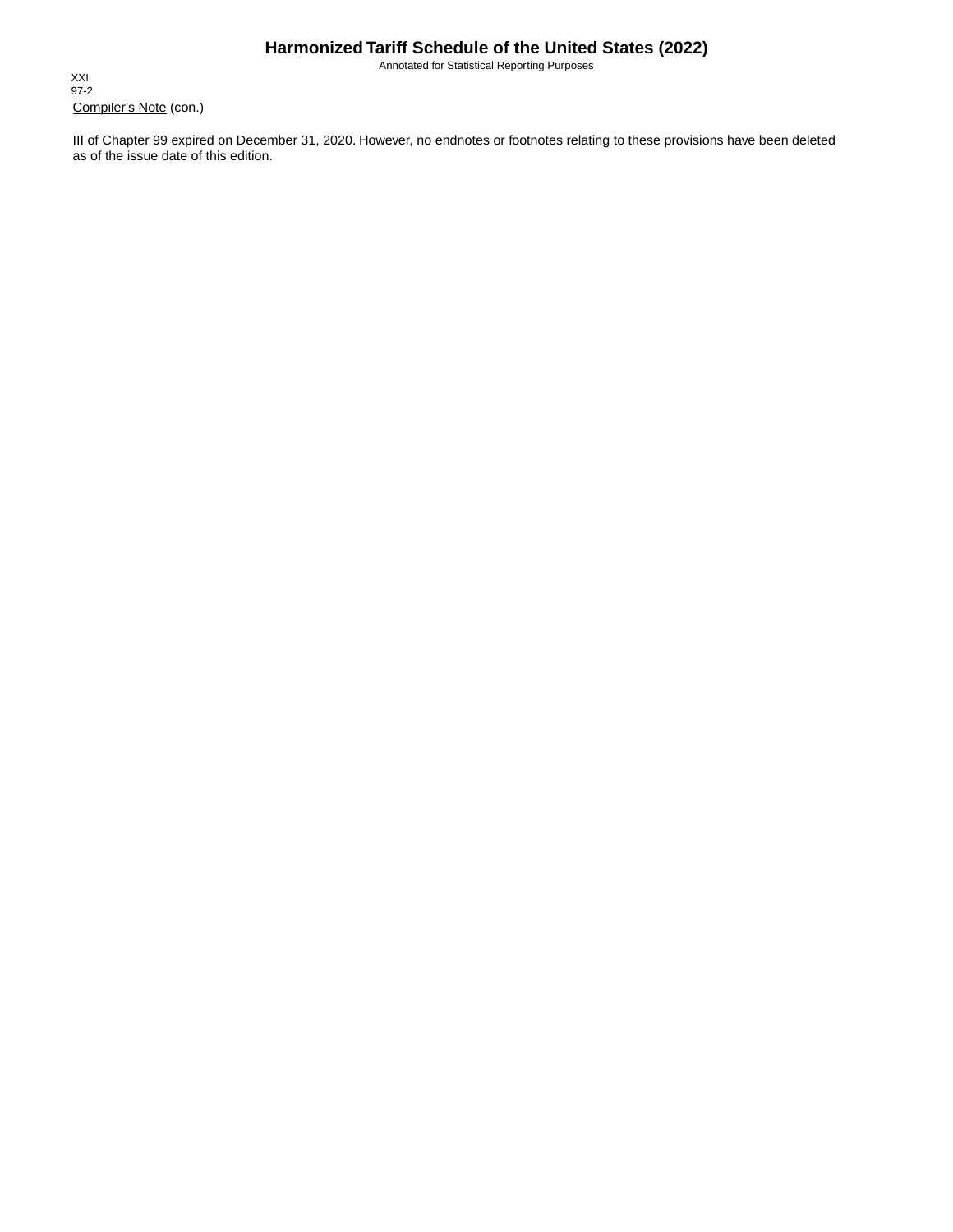Compiler's Note (con.)

III of Chapter 99 expired on December 31, 2020. However, no endnotes or footnotes relating to these provisions have been deleted as of the issue date of this edition.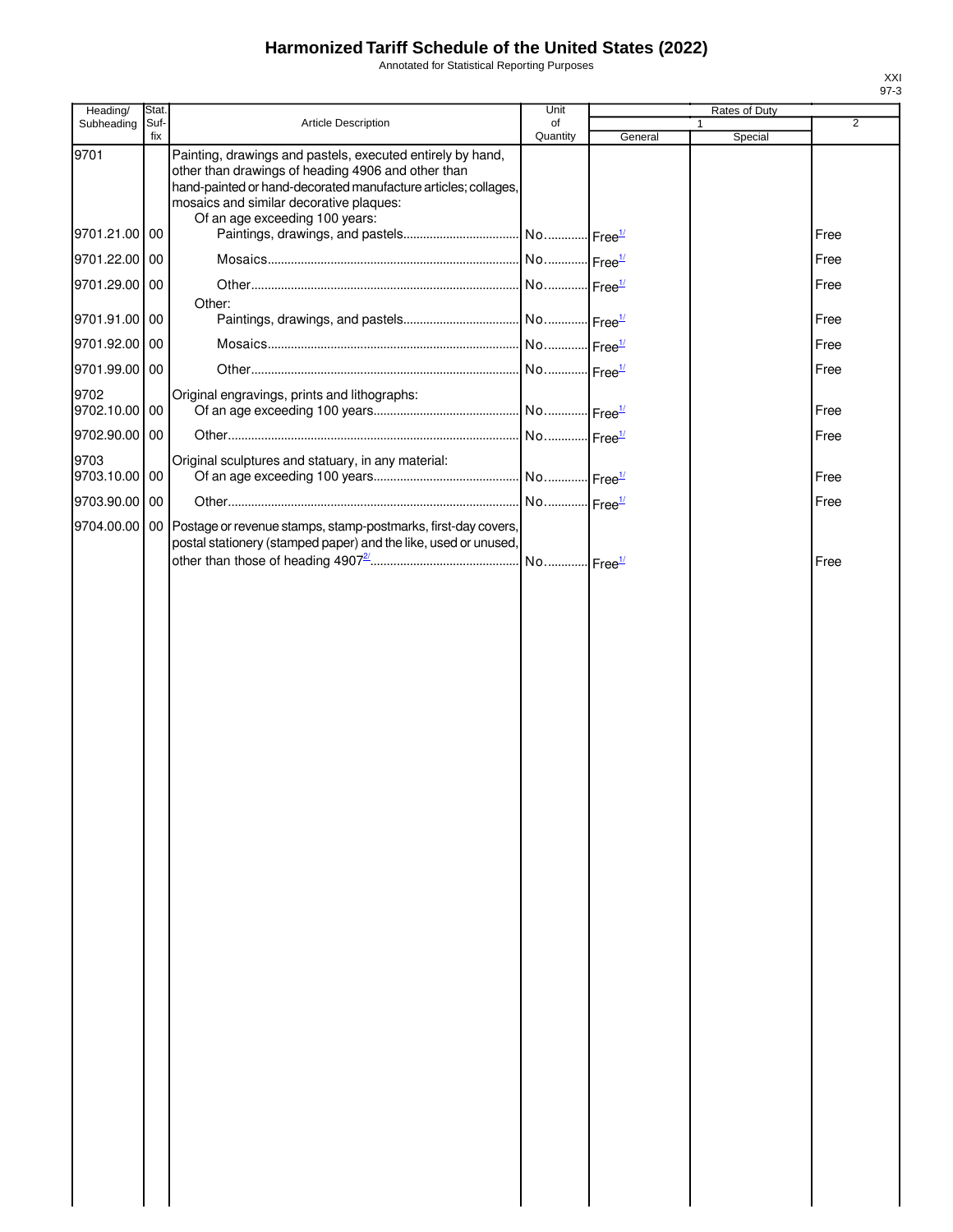# Harmonized Tariff Schedule of the United States (2022)

Annotated for Statistical Reporting Purposes

XXI
97-3

| Heading/ Subheading | Stat. Suf- fix | Article Description | Unit of Quantity | Rates of Duty 1 General | Rates of Duty 1 Special | Rates of Duty 2 |
|---|---|---|---|---|---|---|
| 9701 | | Painting, drawings and pastels, executed entirely by hand, other than drawings of heading 4906 and other than hand-painted or hand-decorated manufacture articles; collages, mosaics and similar decorative plaques: | | | | |
| | | Of an age exceeding 100 years: | | | | |
| 9701.21.00 | 00 | Paintings, drawings, and pastels | No. | Free[1/] | | Free |
| 9701.22.00 | 00 | Mosaics | No. | Free[1/] | | Free |
| 9701.29.00 | 00 | Other | No. | Free[1/] | | Free |
| | | Other: | | | | |
| 9701.91.00 | 00 | Paintings, drawings, and pastels | No. | Free[1/] | | Free |
| 9701.92.00 | 00 | Mosaics | No. | Free[1/] | | Free |
| 9701.99.00 | 00 | Other | No. | Free[1/] | | Free |
| 9702 | | Original engravings, prints and lithographs: | | | | |
| 9702.10.00 | 00 | Of an age exceeding 100 years | No. | Free[1/] | | Free |
| 9702.90.00 | 00 | Other | No. | Free[1/] | | Free |
| 9703 | | Original sculptures and statuary, in any material: | | | | |
| 9703.10.00 | 00 | Of an age exceeding 100 years | No. | Free[1/] | | Free |
| 9703.90.00 | 00 | Other | No. | Free[1/] | | Free |
| 9704.00.00 | 00 | Postage or revenue stamps, stamp-postmarks, first-day covers, postal stationery (stamped paper) and the like, used or unused, other than those of heading 4907[2/] | No. | Free[1/] | | Free |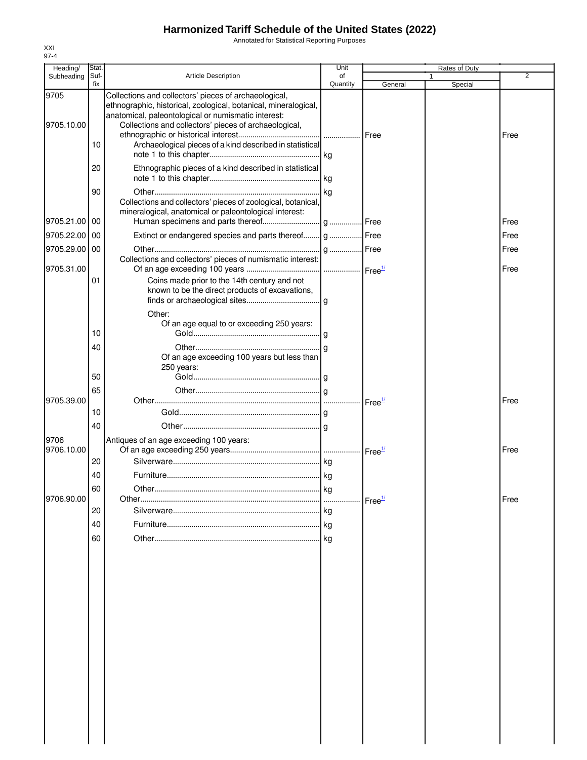# Harmonized Tariff Schedule of the United States (2022)

Annotated for Statistical Reporting Purposes

XXI
97-4

| Heading/ Subheading | Stat. Suf- fix | Article Description | Unit of Quantity | Rates of Duty 1 General | Rates of Duty 1 Special | Rates of Duty 2 |
|---|---|---|---|---|---|---|
| 9705 | | Collections and collectors' pieces of archaeological, ethnographic, historical, zoological, botanical, mineralogical, anatomical, paleontological or numismatic interest: | | | | |
| 9705.10.00 | | Collections and collectors' pieces of archaeological, ethnographic or historical interest | | Free | | Free |
| | 10 | Archaeological pieces of a kind described in statistical note 1 to this chapter | kg | | | |
| | 20 | Ethnographic pieces of a kind described in statistical note 1 to this chapter | kg | | | |
| | 90 | Other | kg | | | |
| | | Collections and collectors' pieces of zoological, botanical, mineralogical, anatomical or paleontological interest: | | | | |
| 9705.21.00 | 00 | Human specimens and parts thereof | g | Free | | Free |
| 9705.22.00 | 00 | Extinct or endangered species and parts thereof | g | Free | | Free |
| 9705.29.00 | 00 | Other | g | Free | | Free |
| | | Collections and collectors' pieces of numismatic interest: | | | | |
| 9705.31.00 | | Of an age exceeding 100 years | | Free[1/] | | Free |
| | 01 | Coins made prior to the 14th century and not known to be the direct products of excavations, finds or archaeological sites | g | | | |
| | | Other: | | | | |
| | | Of an age equal to or exceeding 250 years: | | | | |
| | 10 | Gold | g | | | |
| | 40 | Other | g | | | |
| | | Of an age exceeding 100 years but less than 250 years: | | | | |
| | 50 | Gold | g | | | |
| | 65 | Other | g | | | |
| 9705.39.00 | | Other | | Free[1/] | | Free |
| | 10 | Gold | g | | | |
| | 40 | Other | g | | | |
| 9706 | | Antiques of an age exceeding 100 years: | | | | |
| 9706.10.00 | | Of an age exceeding 250 years | | Free[1/] | | Free |
| | 20 | Silverware | kg | | | |
| | 40 | Furniture | kg | | | |
| | 60 | Other | kg | | | |
| 9706.90.00 | | Other | | Free[1/] | | Free |
| | 20 | Silverware | kg | | | |
| | 40 | Furniture | kg | | | |
| | 60 | Other | kg | | | |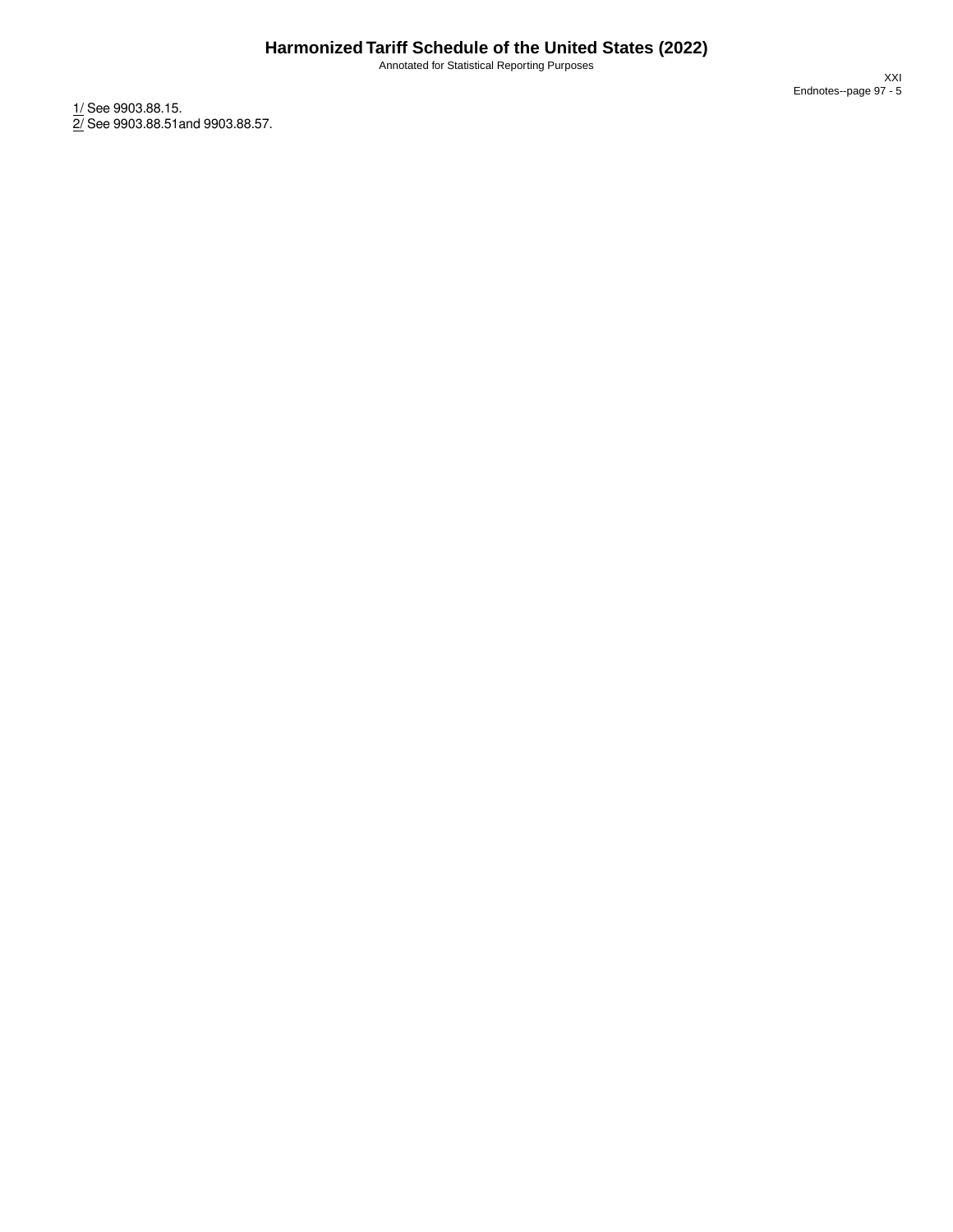1/ See 9903.88.15.
2/ See 9903.88.51and 9903.88.57.